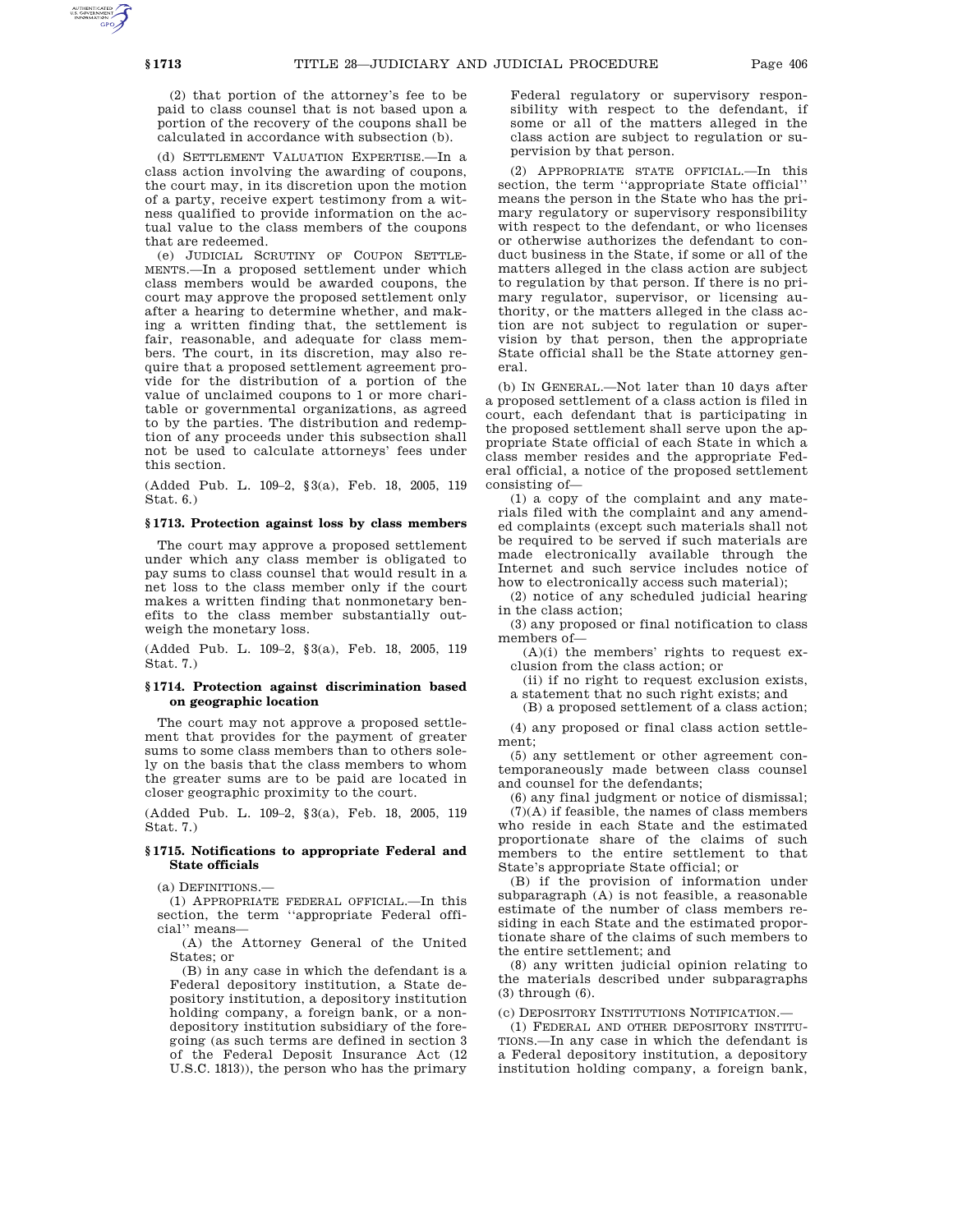(2) that portion of the attorney's fee to be paid to class counsel that is not based upon a portion of the recovery of the coupons shall be calculated in accordance with subsection (b).

(d) SETTLEMENT VALUATION EXPERTISE.—In a class action involving the awarding of coupons, the court may, in its discretion upon the motion of a party, receive expert testimony from a witness qualified to provide information on the actual value to the class members of the coupons that are redeemed.

(e) JUDICIAL SCRUTINY OF COUPON SETTLEMENTS.—In a proposed settlement under which class members would be awarded coupons, the court may approve the proposed settlement only after a hearing to determine whether, and making a written finding that, the settlement is fair, reasonable, and adequate for class members. The court, in its discretion, may also require that a proposed settlement agreement provide for the distribution of a portion of the value of unclaimed coupons to 1 or more charitable or governmental organizations, as agreed to by the parties. The distribution and redemption of any proceeds under this subsection shall not be used to calculate attorneys' fees under this section.

(Added Pub. L. 109–2, §3(a), Feb. 18, 2005, 119 Stat. 6.)

### §1713. Protection against loss by class members

The court may approve a proposed settlement under which any class member is obligated to pay sums to class counsel that would result in a net loss to the class member only if the court makes a written finding that nonmonetary benefits to the class member substantially outweigh the monetary loss.

(Added Pub. L. 109–2, §3(a), Feb. 18, 2005, 119 Stat. 7.)

### §1714. Protection against discrimination based on geographic location

The court may not approve a proposed settlement that provides for the payment of greater sums to some class members than to others solely on the basis that the class members to whom the greater sums are to be paid are located in closer geographic proximity to the court.

(Added Pub. L. 109–2, §3(a), Feb. 18, 2005, 119 Stat. 7.)

### §1715. Notifications to appropriate Federal and State officials

(a) DEFINITIONS.—

(1) APPROPRIATE FEDERAL OFFICIAL.—In this section, the term ''appropriate Federal official'' means—

(A) the Attorney General of the United States; or

(B) in any case in which the defendant is a Federal depository institution, a State depository institution, a depository institution holding company, a foreign bank, or a nondepository institution subsidiary of the foregoing (as such terms are defined in section 3 of the Federal Deposit Insurance Act (12 U.S.C. 1813)), the person who has the primary Federal regulatory or supervisory responsibility with respect to the defendant, if some or all of the matters alleged in the class action are subject to regulation or supervision by that person.

(2) APPROPRIATE STATE OFFICIAL.—In this section, the term ''appropriate State official'' means the person in the State who has the primary regulatory or supervisory responsibility with respect to the defendant, or who licenses or otherwise authorizes the defendant to conduct business in the State, if some or all of the matters alleged in the class action are subject to regulation by that person. If there is no primary regulator, supervisor, or licensing authority, or the matters alleged in the class action are not subject to regulation or supervision by that person, then the appropriate State official shall be the State attorney general.

(b) IN GENERAL.—Not later than 10 days after a proposed settlement of a class action is filed in court, each defendant that is participating in the proposed settlement shall serve upon the appropriate State official of each State in which a class member resides and the appropriate Federal official, a notice of the proposed settlement consisting of—

(1) a copy of the complaint and any materials filed with the complaint and any amended complaints (except such materials shall not be required to be served if such materials are made electronically available through the Internet and such service includes notice of how to electronically access such material);

(2) notice of any scheduled judicial hearing in the class action;

(3) any proposed or final notification to class members of—

(A)(i) the members' rights to request exclusion from the class action; or

(ii) if no right to request exclusion exists, a statement that no such right exists; and

(B) a proposed settlement of a class action;

(4) any proposed or final class action settlement;

(5) any settlement or other agreement contemporaneously made between class counsel and counsel for the defendants;

(6) any final judgment or notice of dismissal;

(7)(A) if feasible, the names of class members who reside in each State and the estimated proportionate share of the claims of such members to the entire settlement to that State's appropriate State official; or

(B) if the provision of information under subparagraph (A) is not feasible, a reasonable estimate of the number of class members residing in each State and the estimated proportionate share of the claims of such members to the entire settlement; and

(8) any written judicial opinion relating to the materials described under subparagraphs (3) through (6).

(c) DEPOSITORY INSTITUTIONS NOTIFICATION.—

(1) FEDERAL AND OTHER DEPOSITORY INSTITUTIONS.—In any case in which the defendant is a Federal depository institution, a depository institution holding company, a foreign bank,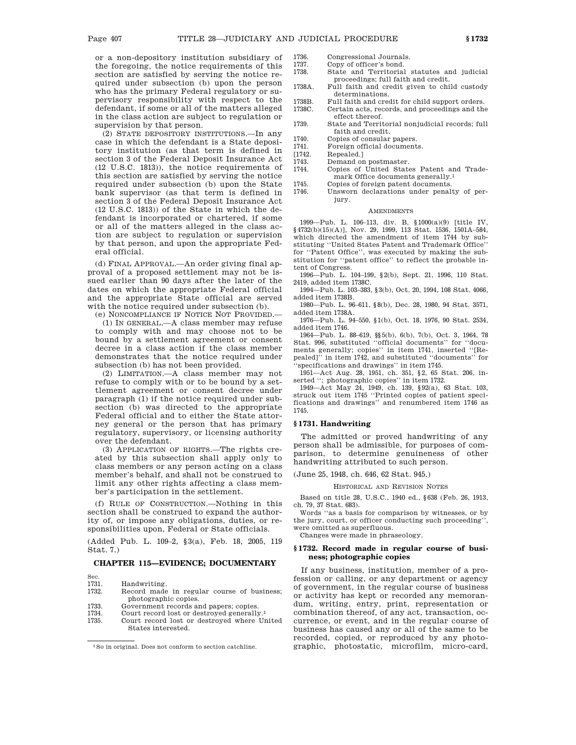or a non-depository institution subsidiary of the foregoing, the notice requirements of this section are satisfied by serving the notice required under subsection (b) upon the person who has the primary Federal regulatory or supervisory responsibility with respect to the defendant, if some or all of the matters alleged in the class action are subject to regulation or supervision by that person.

(2) STATE DEPOSITORY INSTITUTIONS.—In any case in which the defendant is a State depository institution (as that term is defined in section 3 of the Federal Deposit Insurance Act (12 U.S.C. 1813)), the notice requirements of this section are satisfied by serving the notice required under subsection (b) upon the State bank supervisor (as that term is defined in section 3 of the Federal Deposit Insurance Act (12 U.S.C. 1813)) of the State in which the defendant is incorporated or chartered, if some or all of the matters alleged in the class action are subject to regulation or supervision by that person, and upon the appropriate Federal official.

(d) FINAL APPROVAL.—An order giving final approval of a proposed settlement may not be issued earlier than 90 days after the later of the dates on which the appropriate Federal official and the appropriate State official are served with the notice required under subsection (b).

(e) NONCOMPLIANCE IF NOTICE NOT PROVIDED.—

(1) IN GENERAL.—A class member may refuse to comply with and may choose not to be bound by a settlement agreement or consent decree in a class action if the class member demonstrates that the notice required under subsection (b) has not been provided.

(2) LIMITATION.—A class member may not refuse to comply with or to be bound by a settlement agreement or consent decree under paragraph (1) if the notice required under subsection (b) was directed to the appropriate Federal official and to either the State attorney general or the person that has primary regulatory, supervisory, or licensing authority over the defendant.

(3) APPLICATION OF RIGHTS.—The rights created by this subsection shall apply only to class members or any person acting on a class member's behalf, and shall not be construed to limit any other rights affecting a class member's participation in the settlement.

(f) RULE OF CONSTRUCTION.—Nothing in this section shall be construed to expand the authority of, or impose any obligations, duties, or responsibilities upon, Federal or State officials.

(Added Pub. L. 109–2, §3(a), Feb. 18, 2005, 119 Stat. 7.)

## CHAPTER 115—EVIDENCE; DOCUMENTARY

| Sec. | |
|---|---|
| 1731. | Handwriting. |
| 1732. | Record made in regular course of business; photographic copies. |
| 1733. | Government records and papers; copies. |
| 1734. | Court record lost or destroyed generally.[1] |
| 1735. | Court record lost or destroyed where United States interested. |
| 1736. | Congressional Journals. |
| 1737. | Copy of officer's bond. |
| 1738. | State and Territorial statutes and judicial proceedings; full faith and credit. |
| 1738A. | Full faith and credit given to child custody determinations. |
| 1738B. | Full faith and credit for child support orders. |
| 1738C. | Certain acts, records, and proceedings and the effect thereof. |
| 1739. | State and Territorial nonjudicial records; full faith and credit. |
| 1740. | Copies of consular papers. |
| 1741. | Foreign official documents. |
| [1742. | Repealed.] |
| 1743. | Demand on postmaster. |
| 1744. | Copies of United States Patent and Trademark Office documents generally.[1] |
| 1745. | Copies of foreign patent documents. |
| 1746. | Unsworn declarations under penalty of perjury. |

[1] So in original. Does not conform to section catchline.

AMENDMENTS

1999—Pub. L. 106–113, div. B, §1000(a)(9) [title IV, §4732(b)(15)(A)], Nov. 29, 1999, 113 Stat. 1536, 1501A–584, which directed the amendment of item 1744 by substituting "United States Patent and Trademark Office" for "Patent Office", was executed by making the substitution for "patent office" to reflect the probable intent of Congress.

1996—Pub. L. 104–199, §2(b), Sept. 21, 1996, 110 Stat. 2419, added item 1738C.

1994—Pub. L. 103–383, §3(b), Oct. 20, 1994, 108 Stat. 4066, added item 1738B.

1980—Pub. L. 96–611, §8(b), Dec. 28, 1980, 94 Stat. 3571, added item 1738A.

1976—Pub. L. 94–550, §1(b), Oct. 18, 1976, 90 Stat. 2534, added item 1746.

1964—Pub. L. 88–619, §§5(b), 6(b), 7(b), Oct. 3, 1964, 78 Stat. 996, substituted "official documents" for "documents generally; copies" in item 1741, inserted "[Repealed]" in item 1742, and substituted "documents" for "specifications and drawings" in item 1745.

1951—Act Aug. 28, 1951, ch. 351, §2, 65 Stat. 206, inserted "; photographic copies" in item 1732.

1949—Act May 24, 1949, ch. 139, §92(a), 63 Stat. 103, struck out item 1745 "Printed copies of patient specifications and drawings" and renumbered item 1746 as 1745.

### §1731. Handwriting

The admitted or proved handwriting of any person shall be admissible, for purposes of comparison, to determine genuineness of other handwriting attributed to such person.

(June 25, 1948, ch. 646, 62 Stat. 945.)

HISTORICAL AND REVISION NOTES

Based on title 28, U.S.C., 1940 ed., §638 (Feb. 26, 1913, ch. 79, 37 Stat. 683).

Words "as a basis for comparison by witnesses, or by the jury, court, or officer conducting such proceeding", were omitted as superfluous.

Changes were made in phraseology.

### §1732. Record made in regular course of business; photographic copies

If any business, institution, member of a profession or calling, or any department or agency of government, in the regular course of business or activity has kept or recorded any memorandum, writing, entry, print, representation or combination thereof, of any act, transaction, occurrence, or event, and in the regular course of business has caused any or all of the same to be recorded, copied, or reproduced by any photographic, photostatic, microfilm, micro-card,